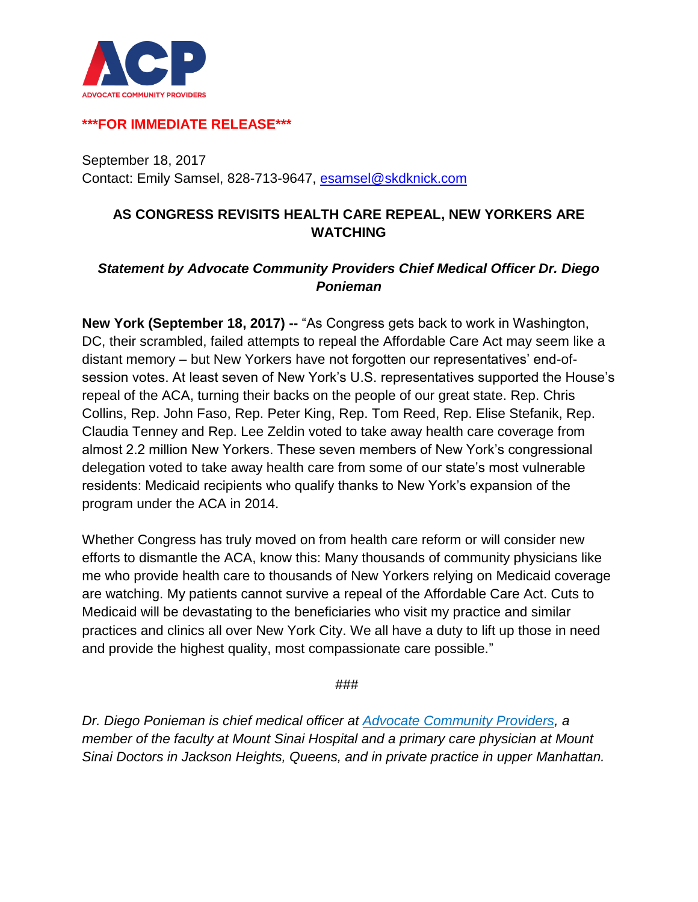ACP

ADVOCATE COMMUNITY PROVIDERS

**\*\*\*FOR IMMEDIATE RELEASE\*\*\***

September 18, 2017
Contact: Emily Samsel, 828-713-9647, esamsel@skdknick.com

## AS CONGRESS REVISITS HEALTH CARE REPEAL, NEW YORKERS ARE WATCHING

***Statement by Advocate Community Providers Chief Medical Officer Dr. Diego Ponieman***

**New York (September 18, 2017) --** "As Congress gets back to work in Washington, DC, their scrambled, failed attempts to repeal the Affordable Care Act may seem like a distant memory – but New Yorkers have not forgotten our representatives' end-of-session votes. At least seven of New York's U.S. representatives supported the House's repeal of the ACA, turning their backs on the people of our great state. Rep. Chris Collins, Rep. John Faso, Rep. Peter King, Rep. Tom Reed, Rep. Elise Stefanik, Rep. Claudia Tenney and Rep. Lee Zeldin voted to take away health care coverage from almost 2.2 million New Yorkers. These seven members of New York's congressional delegation voted to take away health care from some of our state's most vulnerable residents: Medicaid recipients who qualify thanks to New York's expansion of the program under the ACA in 2014.

Whether Congress has truly moved on from health care reform or will consider new efforts to dismantle the ACA, know this: Many thousands of community physicians like me who provide health care to thousands of New Yorkers relying on Medicaid coverage are watching. My patients cannot survive a repeal of the Affordable Care Act. Cuts to Medicaid will be devastating to the beneficiaries who visit my practice and similar practices and clinics all over New York City. We all have a duty to lift up those in need and provide the highest quality, most compassionate care possible."

###

*Dr. Diego Ponieman is chief medical officer at Advocate Community Providers, a member of the faculty at Mount Sinai Hospital and a primary care physician at Mount Sinai Doctors in Jackson Heights, Queens, and in private practice in upper Manhattan.*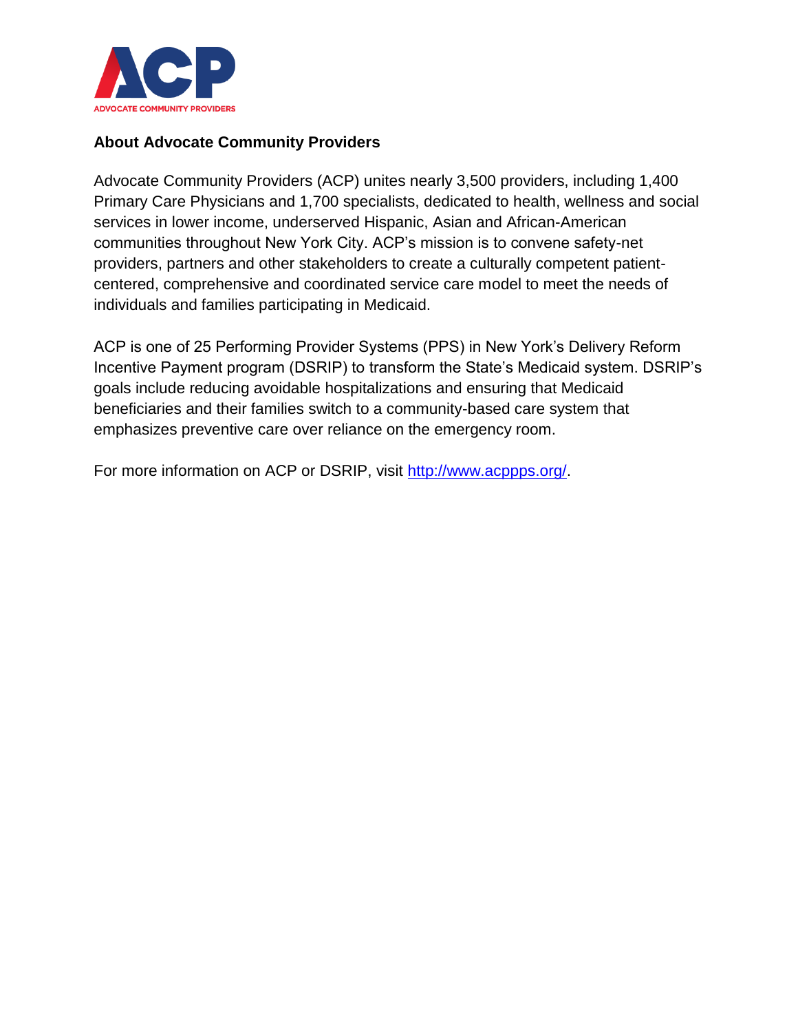ACP

ADVOCATE COMMUNITY PROVIDERS

**About Advocate Community Providers**

Advocate Community Providers (ACP) unites nearly 3,500 providers, including 1,400 Primary Care Physicians and 1,700 specialists, dedicated to health, wellness and social services in lower income, underserved Hispanic, Asian and African-American communities throughout New York City. ACP's mission is to convene safety-net providers, partners and other stakeholders to create a culturally competent patient-centered, comprehensive and coordinated service care model to meet the needs of individuals and families participating in Medicaid.

ACP is one of 25 Performing Provider Systems (PPS) in New York's Delivery Reform Incentive Payment program (DSRIP) to transform the State's Medicaid system. DSRIP's goals include reducing avoidable hospitalizations and ensuring that Medicaid beneficiaries and their families switch to a community-based care system that emphasizes preventive care over reliance on the emergency room.

For more information on ACP or DSRIP, visit [http://www.acppps.org/](http://www.acppps.org/).